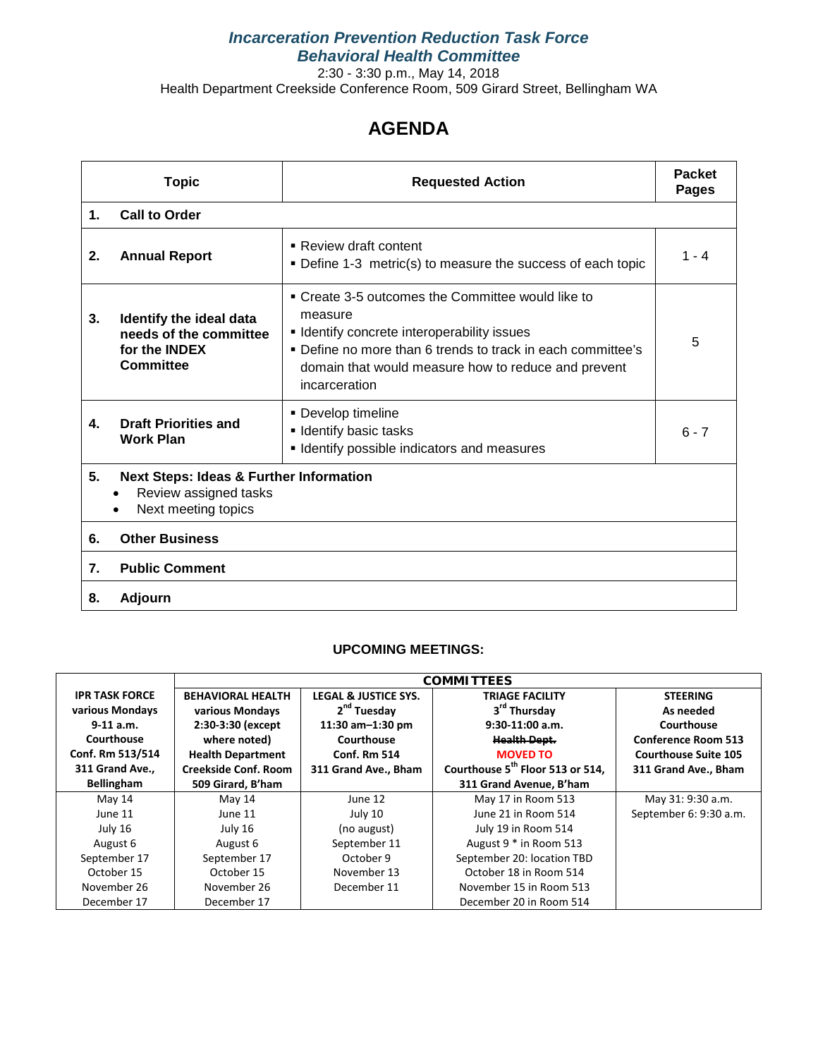# *Incarceration Prevention Reduction Task Force*
## *Behavioral Health Committee*

2:30 - 3:30 p.m., May 14, 2018

Health Department Creekside Conference Room, 509 Girard Street, Bellingham WA

# AGENDA

| Topic | Requested Action | Packet Pages |
|---|---|---|
| **1. Call to Order** | | |
| **2. Annual Report** | ▪ Review draft content<br>▪ Define 1-3 metric(s) to measure the success of each topic | 1 - 4 |
| **3. Identify the ideal data needs of the committee for the INDEX Committee** | ▪ Create 3-5 outcomes the Committee would like to measure<br>▪ Identify concrete interoperability issues<br>▪ Define no more than 6 trends to track in each committee's domain that would measure how to reduce and prevent incarceration | 5 |
| **4. Draft Priorities and Work Plan** | ▪ Develop timeline<br>▪ Identify basic tasks<br>▪ Identify possible indicators and measures | 6 - 7 |
| **5. Next Steps: Ideas & Further Information**<br>• Review assigned tasks<br>• Next meeting topics | | |
| **6. Other Business** | | |
| **7. Public Comment** | | |
| **8. Adjourn** | | |

**UPCOMING MEETINGS:**

| | **COMMITTEES** | | | |
|---|---|---|---|---|
| **IPR TASK FORCE**<br>**various Mondays**<br>**9-11 a.m.**<br>**Courthouse**<br>**Conf. Rm 513/514**<br>**311 Grand Ave., Bellingham** | **BEHAVIORAL HEALTH**<br>**various Mondays**<br>**2:30-3:30 (except where noted)**<br>**Health Department**<br>**Creekside Conf. Room**<br>**509 Girard, B'ham** | **LEGAL & JUSTICE SYS.**<br>**2nd Tuesday**<br>**11:30 am–1:30 pm**<br>**Courthouse**<br>**Conf. Rm 514**<br>**311 Grand Ave., Bham** | **TRIAGE FACILITY**<br>**3rd Thursday**<br>**9:30-11:00 a.m.**<br>~~**Health Dept.**~~<br>**MOVED TO**<br>**Courthouse 5th Floor 513 or 514,**<br>**311 Grand Avenue, B'ham** | **STEERING**<br>**As needed**<br>**Courthouse**<br>**Conference Room 513**<br>**Courthouse Suite 105**<br>**311 Grand Ave., Bham** |
| May 14<br>June 11<br>July 16<br>August 6<br>September 17<br>October 15<br>November 26<br>December 17 | May 14<br>June 11<br>July 16<br>August 6<br>September 17<br>October 15<br>November 26<br>December 17 | June 12<br>July 10<br>(no august)<br>September 11<br>October 9<br>November 13<br>December 11 | May 17 in Room 513<br>June 21 in Room 514<br>July 19 in Room 514<br>August 9 * in Room 513<br>September 20: location TBD<br>October 18 in Room 514<br>November 15 in Room 513<br>December 20 in Room 514 | May 31: 9:30 a.m.<br>September 6: 9:30 a.m. |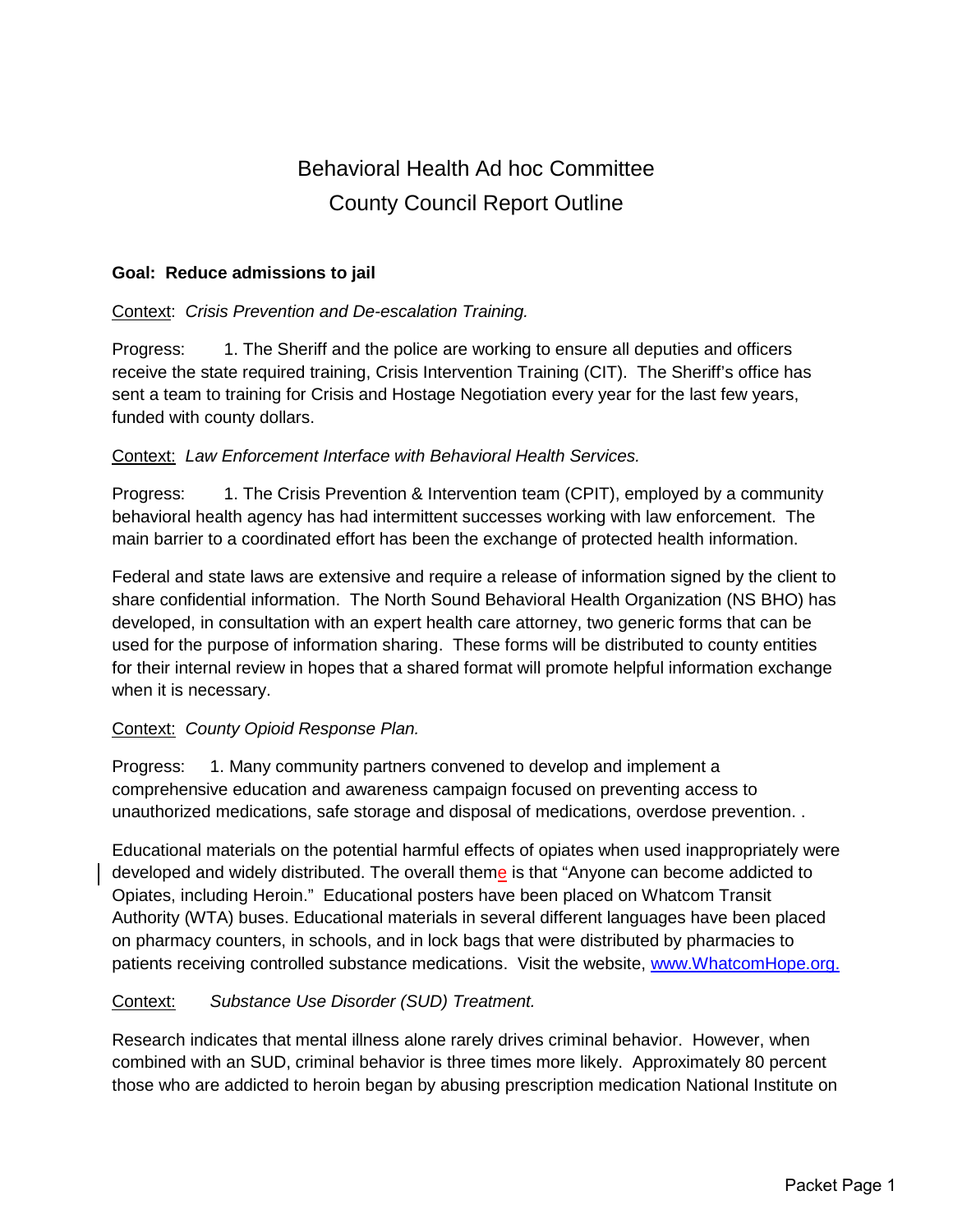# Behavioral Health Ad hoc Committee
## County Council Report Outline

**Goal: Reduce admissions to jail**

Context: *Crisis Prevention and De-escalation Training.*

Progress: 1. The Sheriff and the police are working to ensure all deputies and officers receive the state required training, Crisis Intervention Training (CIT). The Sheriff's office has sent a team to training for Crisis and Hostage Negotiation every year for the last few years, funded with county dollars.

Context: *Law Enforcement Interface with Behavioral Health Services.*

Progress: 1. The Crisis Prevention & Intervention team (CPIT), employed by a community behavioral health agency has had intermittent successes working with law enforcement. The main barrier to a coordinated effort has been the exchange of protected health information.

Federal and state laws are extensive and require a release of information signed by the client to share confidential information. The North Sound Behavioral Health Organization (NS BHO) has developed, in consultation with an expert health care attorney, two generic forms that can be used for the purpose of information sharing. These forms will be distributed to county entities for their internal review in hopes that a shared format will promote helpful information exchange when it is necessary.

Context: *County Opioid Response Plan.*

Progress: 1. Many community partners convened to develop and implement a comprehensive education and awareness campaign focused on preventing access to unauthorized medications, safe storage and disposal of medications, overdose prevention. .

Educational materials on the potential harmful effects of opiates when used inappropriately were developed and widely distributed. The overall theme is that "Anyone can become addicted to Opiates, including Heroin." Educational posters have been placed on Whatcom Transit Authority (WTA) buses. Educational materials in several different languages have been placed on pharmacy counters, in schools, and in lock bags that were distributed by pharmacies to patients receiving controlled substance medications. Visit the website, www.WhatcomHope.org.

Context: *Substance Use Disorder (SUD) Treatment.*

Research indicates that mental illness alone rarely drives criminal behavior. However, when combined with an SUD, criminal behavior is three times more likely. Approximately 80 percent those who are addicted to heroin began by abusing prescription medication National Institute on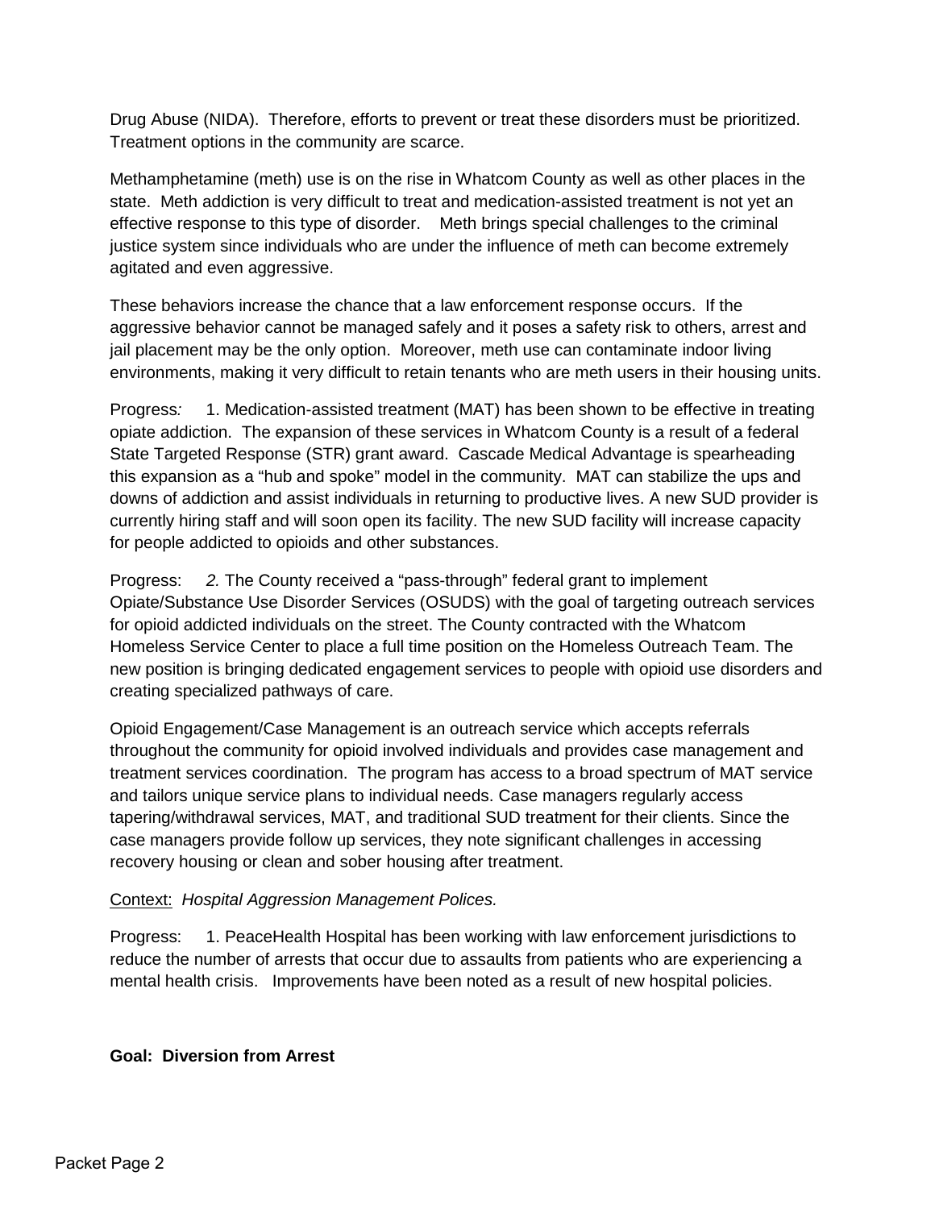Drug Abuse (NIDA). Therefore, efforts to prevent or treat these disorders must be prioritized. Treatment options in the community are scarce.

Methamphetamine (meth) use is on the rise in Whatcom County as well as other places in the state. Meth addiction is very difficult to treat and medication-assisted treatment is not yet an effective response to this type of disorder. Meth brings special challenges to the criminal justice system since individuals who are under the influence of meth can become extremely agitated and even aggressive.

These behaviors increase the chance that a law enforcement response occurs. If the aggressive behavior cannot be managed safely and it poses a safety risk to others, arrest and jail placement may be the only option. Moreover, meth use can contaminate indoor living environments, making it very difficult to retain tenants who are meth users in their housing units.

Progress*:* 1. Medication-assisted treatment (MAT) has been shown to be effective in treating opiate addiction. The expansion of these services in Whatcom County is a result of a federal State Targeted Response (STR) grant award. Cascade Medical Advantage is spearheading this expansion as a "hub and spoke" model in the community. MAT can stabilize the ups and downs of addiction and assist individuals in returning to productive lives. A new SUD provider is currently hiring staff and will soon open its facility. The new SUD facility will increase capacity for people addicted to opioids and other substances.

Progress: *2.* The County received a "pass-through" federal grant to implement Opiate/Substance Use Disorder Services (OSUDS) with the goal of targeting outreach services for opioid addicted individuals on the street. The County contracted with the Whatcom Homeless Service Center to place a full time position on the Homeless Outreach Team. The new position is bringing dedicated engagement services to people with opioid use disorders and creating specialized pathways of care.

Opioid Engagement/Case Management is an outreach service which accepts referrals throughout the community for opioid involved individuals and provides case management and treatment services coordination. The program has access to a broad spectrum of MAT service and tailors unique service plans to individual needs. Case managers regularly access tapering/withdrawal services, MAT, and traditional SUD treatment for their clients. Since the case managers provide follow up services, they note significant challenges in accessing recovery housing or clean and sober housing after treatment.

<u>Context:</u> *Hospital Aggression Management Polices.*

Progress: 1. PeaceHealth Hospital has been working with law enforcement jurisdictions to reduce the number of arrests that occur due to assaults from patients who are experiencing a mental health crisis. Improvements have been noted as a result of new hospital policies.

**Goal: Diversion from Arrest**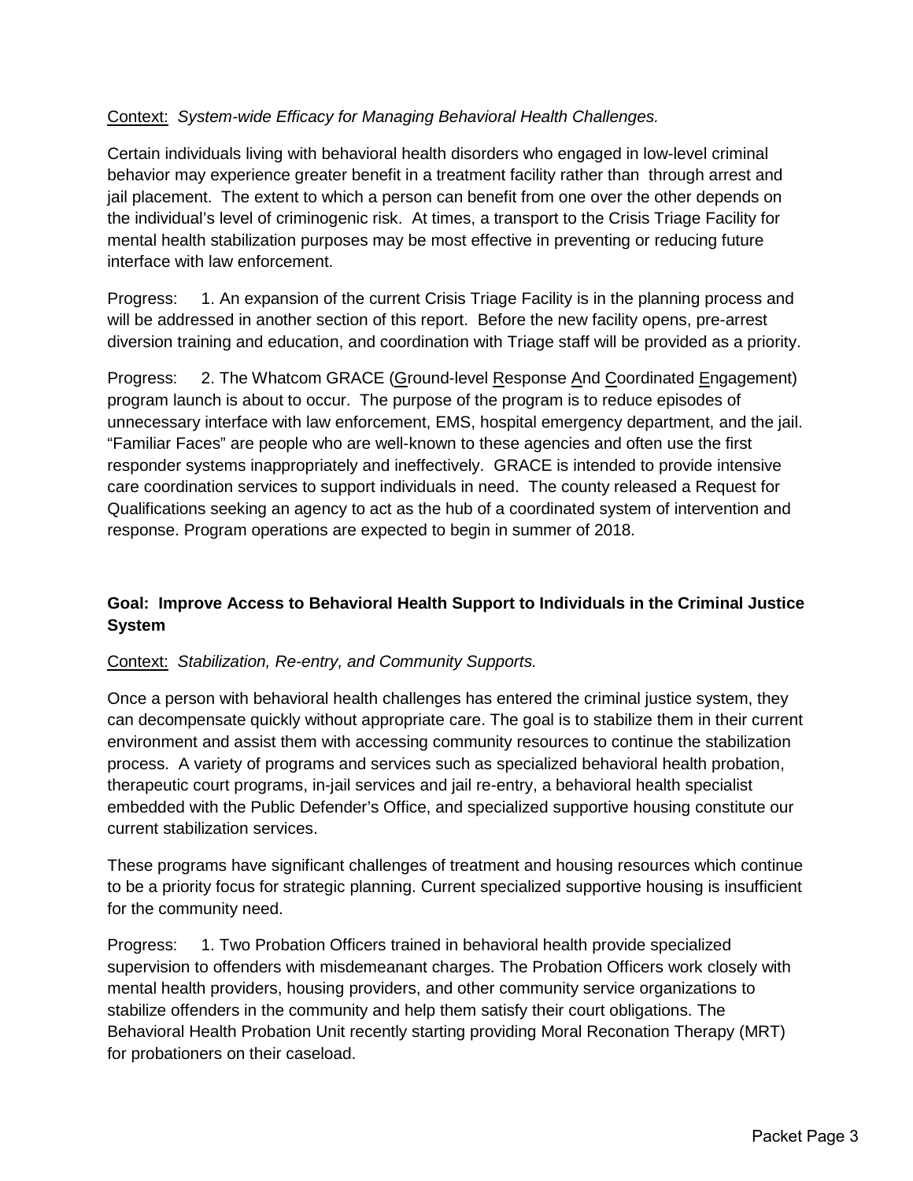Context: *System-wide Efficacy for Managing Behavioral Health Challenges.*

Certain individuals living with behavioral health disorders who engaged in low-level criminal behavior may experience greater benefit in a treatment facility rather than through arrest and jail placement. The extent to which a person can benefit from one over the other depends on the individual's level of criminogenic risk. At times, a transport to the Crisis Triage Facility for mental health stabilization purposes may be most effective in preventing or reducing future interface with law enforcement.

Progress: 1. An expansion of the current Crisis Triage Facility is in the planning process and will be addressed in another section of this report. Before the new facility opens, pre-arrest diversion training and education, and coordination with Triage staff will be provided as a priority.

Progress: 2. The Whatcom GRACE (Ground-level Response And Coordinated Engagement) program launch is about to occur. The purpose of the program is to reduce episodes of unnecessary interface with law enforcement, EMS, hospital emergency department, and the jail. "Familiar Faces" are people who are well-known to these agencies and often use the first responder systems inappropriately and ineffectively. GRACE is intended to provide intensive care coordination services to support individuals in need. The county released a Request for Qualifications seeking an agency to act as the hub of a coordinated system of intervention and response. Program operations are expected to begin in summer of 2018.

**Goal: Improve Access to Behavioral Health Support to Individuals in the Criminal Justice System**

Context: *Stabilization, Re-entry, and Community Supports.*

Once a person with behavioral health challenges has entered the criminal justice system, they can decompensate quickly without appropriate care. The goal is to stabilize them in their current environment and assist them with accessing community resources to continue the stabilization process. A variety of programs and services such as specialized behavioral health probation, therapeutic court programs, in-jail services and jail re-entry, a behavioral health specialist embedded with the Public Defender's Office, and specialized supportive housing constitute our current stabilization services.

These programs have significant challenges of treatment and housing resources which continue to be a priority focus for strategic planning. Current specialized supportive housing is insufficient for the community need.

Progress: 1. Two Probation Officers trained in behavioral health provide specialized supervision to offenders with misdemeanant charges. The Probation Officers work closely with mental health providers, housing providers, and other community service organizations to stabilize offenders in the community and help them satisfy their court obligations. The Behavioral Health Probation Unit recently starting providing Moral Reconation Therapy (MRT) for probationers on their caseload.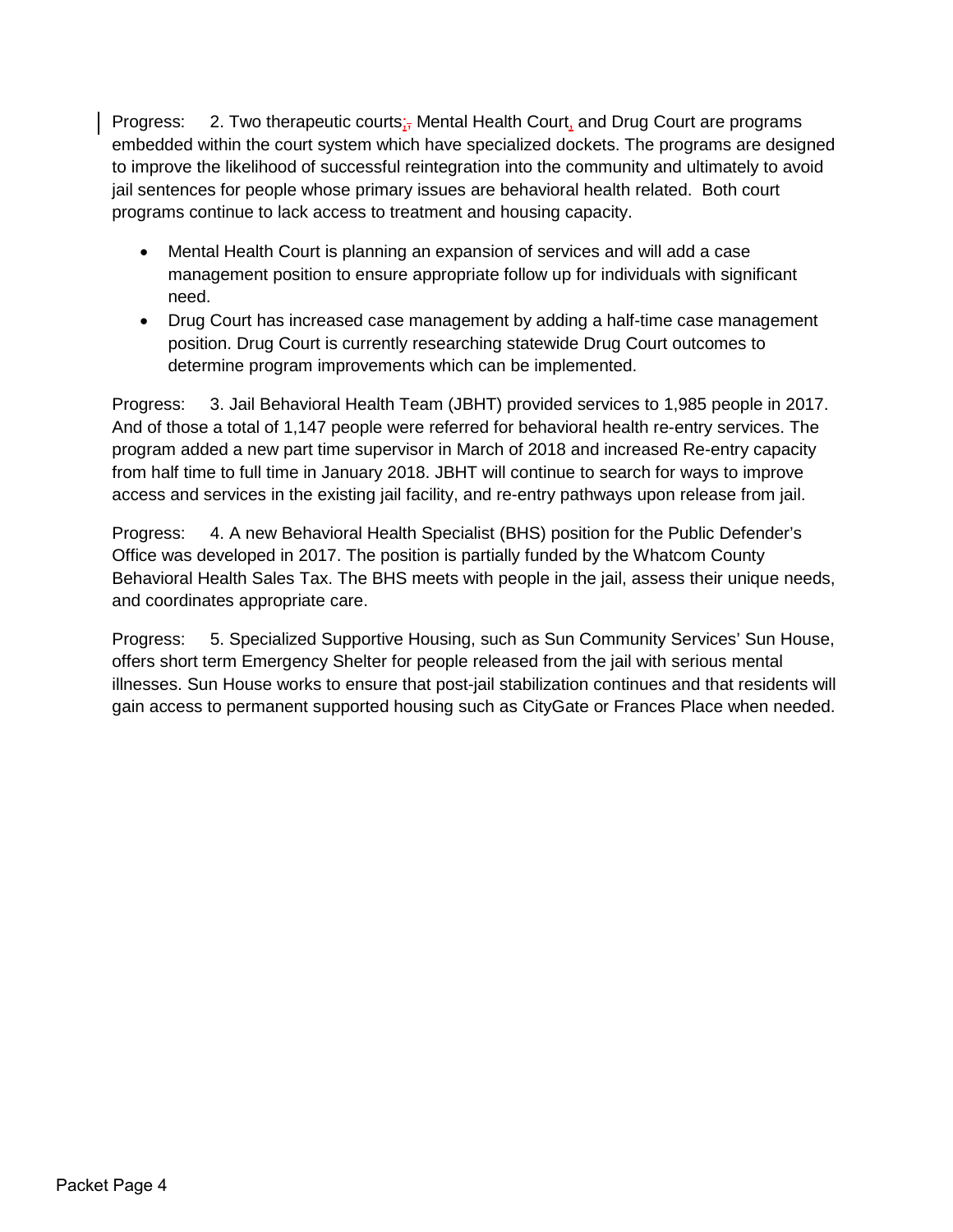Progress: 2. Two therapeutic courts: Mental Health Court, and Drug Court are programs embedded within the court system which have specialized dockets. The programs are designed to improve the likelihood of successful reintegration into the community and ultimately to avoid jail sentences for people whose primary issues are behavioral health related. Both court programs continue to lack access to treatment and housing capacity.

- Mental Health Court is planning an expansion of services and will add a case management position to ensure appropriate follow up for individuals with significant need.
- Drug Court has increased case management by adding a half-time case management position. Drug Court is currently researching statewide Drug Court outcomes to determine program improvements which can be implemented.

Progress: 3. Jail Behavioral Health Team (JBHT) provided services to 1,985 people in 2017. And of those a total of 1,147 people were referred for behavioral health re-entry services. The program added a new part time supervisor in March of 2018 and increased Re-entry capacity from half time to full time in January 2018. JBHT will continue to search for ways to improve access and services in the existing jail facility, and re-entry pathways upon release from jail.

Progress: 4. A new Behavioral Health Specialist (BHS) position for the Public Defender's Office was developed in 2017. The position is partially funded by the Whatcom County Behavioral Health Sales Tax. The BHS meets with people in the jail, assess their unique needs, and coordinates appropriate care.

Progress: 5. Specialized Supportive Housing, such as Sun Community Services' Sun House, offers short term Emergency Shelter for people released from the jail with serious mental illnesses. Sun House works to ensure that post-jail stabilization continues and that residents will gain access to permanent supported housing such as CityGate or Frances Place when needed.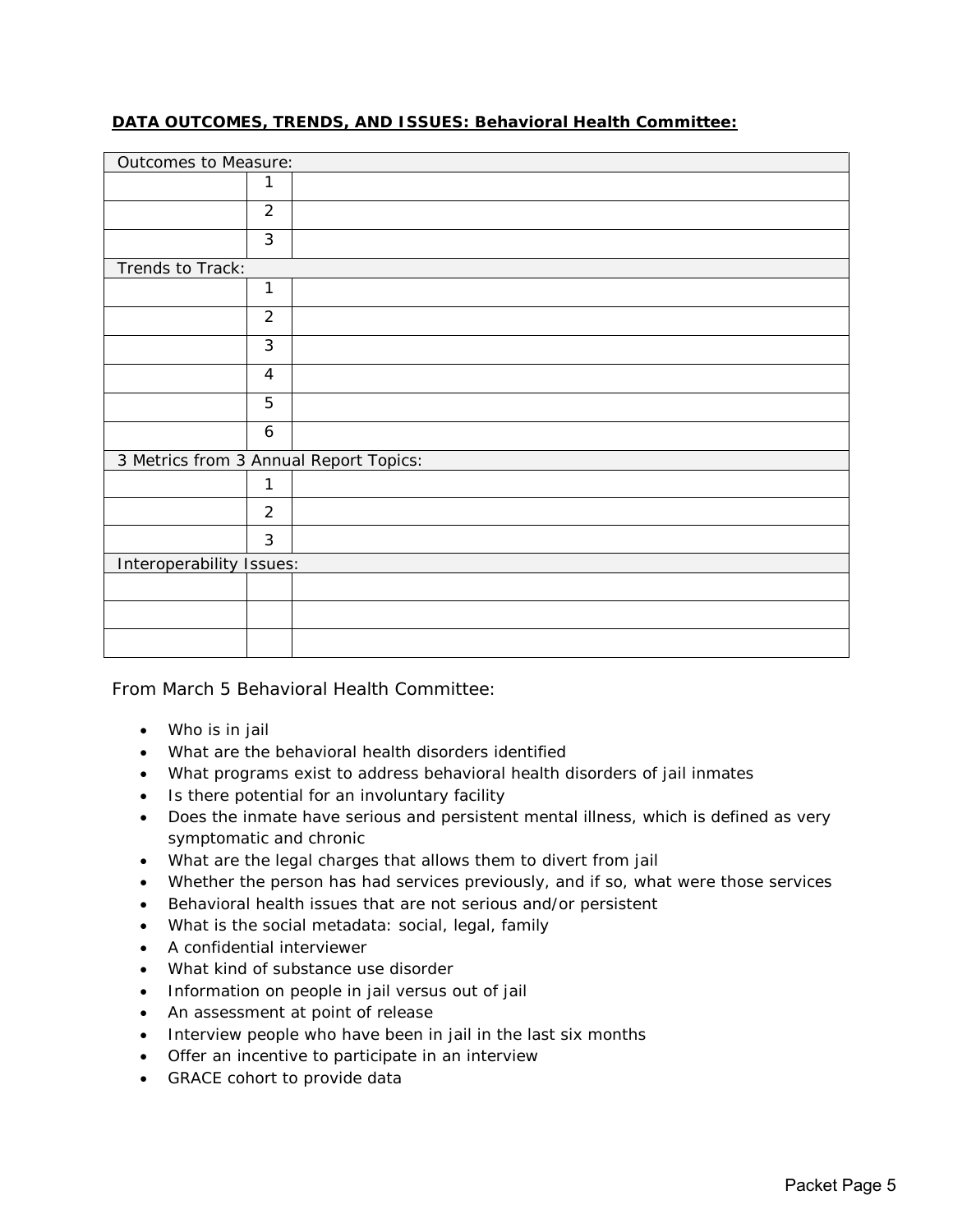**DATA OUTCOMES, TRENDS, AND ISSUES: Behavioral Health Committee:**

| Outcomes to Measure: | | |
|---|---|---|
| | 1 | |
| | 2 | |
| | 3 | |
| Trends to Track: | | |
| | 1 | |
| | 2 | |
| | 3 | |
| | 4 | |
| | 5 | |
| | 6 | |
| 3 Metrics from 3 Annual Report Topics: | | |
| | 1 | |
| | 2 | |
| | 3 | |
| Interoperability Issues: | | |
| | | |
| | | |
| | | |

From March 5 Behavioral Health Committee:

- Who is in jail
- What are the behavioral health disorders identified
- What programs exist to address behavioral health disorders of jail inmates
- Is there potential for an involuntary facility
- Does the inmate have serious and persistent mental illness, which is defined as very symptomatic and chronic
- What are the legal charges that allows them to divert from jail
- Whether the person has had services previously, and if so, what were those services
- Behavioral health issues that are not serious and/or persistent
- What is the social metadata: social, legal, family
- A confidential interviewer
- What kind of substance use disorder
- Information on people in jail versus out of jail
- An assessment at point of release
- Interview people who have been in jail in the last six months
- Offer an incentive to participate in an interview
- GRACE cohort to provide data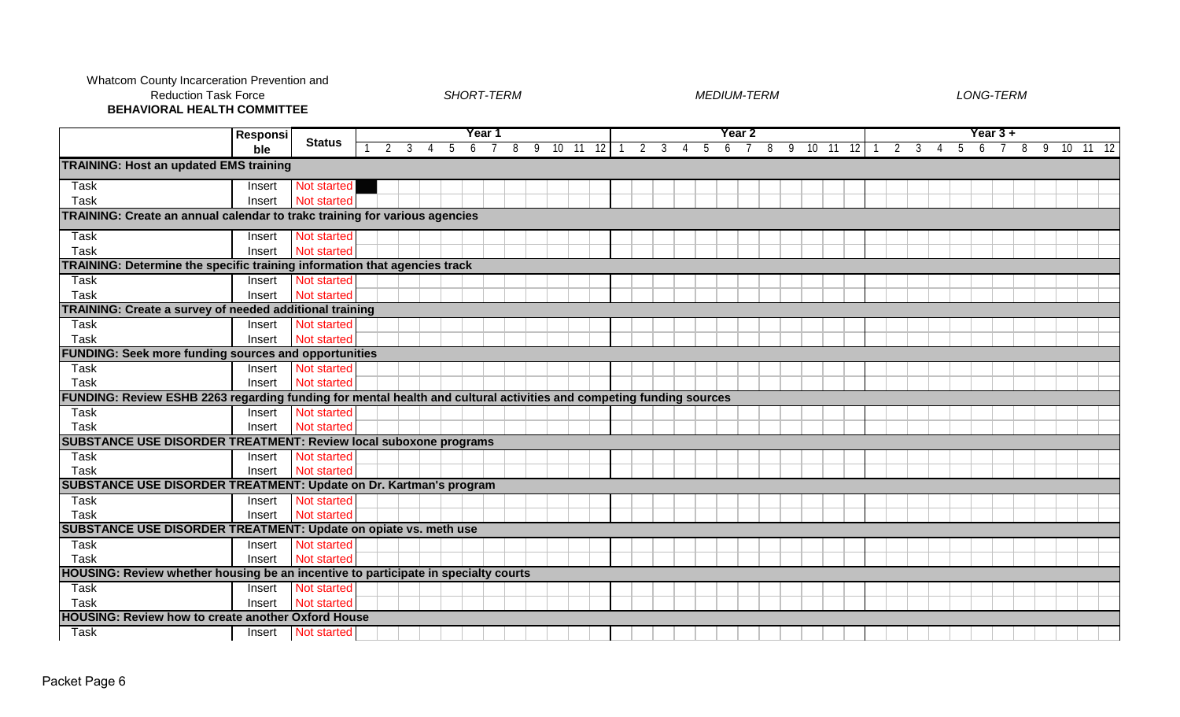Whatcom County Incarceration Prevention and Reduction Task Force
**BEHAVIORAL HEALTH COMMITTEE**

*SHORT-TERM* *MEDIUM-TERM* *LONG-TERM*

| | Responsible | Status | Year 1 | | | | | | | | | | | | Year 2 | | | | | | | | | | | | Year 3 + | | | | | | | | | | | |
|---|---|---|---|---|---|---|---|---|---|---|---|---|---|---|---|---|---|---|---|---|---|---|---|---|---|---|---|---|---|---|---|---|---|---|---|---|---|---|
| | | | 1 | 2 | 3 | 4 | 5 | 6 | 7 | 8 | 9 | 10 | 11 | 12 | 1 | 2 | 3 | 4 | 5 | 6 | 7 | 8 | 9 | 10 | 11 | 12 | 1 | 2 | 3 | 4 | 5 | 6 | 7 | 8 | 9 | 10 | 11 | 12 |
| **TRAINING: Host an updated EMS training** | | | | | | | | | | | | | | | | | | | | | | | | | | | | | | | | | | | | | | |
| Task | Insert | Not started | ■ | | | | | | | | | | | | | | | | | | | | | | | | | | | | | | | | | | | |
| Task | Insert | Not started | | | | | | | | | | | | | | | | | | | | | | | | | | | | | | | | | | | | |
| **TRAINING: Create an annual calendar to trakc training for various agencies** | | | | | | | | | | | | | | | | | | | | | | | | | | | | | | | | | | | | | | |
| Task | Insert | Not started | | | | | | | | | | | | | | | | | | | | | | | | | | | | | | | | | | | | |
| Task | Insert | Not started | | | | | | | | | | | | | | | | | | | | | | | | | | | | | | | | | | | | |
| **TRAINING: Determine the specific training information that agencies track** | | | | | | | | | | | | | | | | | | | | | | | | | | | | | | | | | | | | | | |
| Task | Insert | Not started | | | | | | | | | | | | | | | | | | | | | | | | | | | | | | | | | | | | |
| Task | Insert | Not started | | | | | | | | | | | | | | | | | | | | | | | | | | | | | | | | | | | | |
| **TRAINING: Create a survey of needed additional training** | | | | | | | | | | | | | | | | | | | | | | | | | | | | | | | | | | | | | | |
| Task | Insert | Not started | | | | | | | | | | | | | | | | | | | | | | | | | | | | | | | | | | | | |
| Task | Insert | Not started | | | | | | | | | | | | | | | | | | | | | | | | | | | | | | | | | | | | |
| **FUNDING: Seek more funding sources and opportunities** | | | | | | | | | | | | | | | | | | | | | | | | | | | | | | | | | | | | | | |
| Task | Insert | Not started | | | | | | | | | | | | | | | | | | | | | | | | | | | | | | | | | | | | |
| Task | Insert | Not started | | | | | | | | | | | | | | | | | | | | | | | | | | | | | | | | | | | | |
| **FUNDING: Review ESHB 2263 regarding funding for mental health and cultural activities and competing funding sources** | | | | | | | | | | | | | | | | | | | | | | | | | | | | | | | | | | | | | | |
| Task | Insert | Not started | | | | | | | | | | | | | | | | | | | | | | | | | | | | | | | | | | | | |
| Task | Insert | Not started | | | | | | | | | | | | | | | | | | | | | | | | | | | | | | | | | | | | |
| **SUBSTANCE USE DISORDER TREATMENT: Review local suboxone programs** | | | | | | | | | | | | | | | | | | | | | | | | | | | | | | | | | | | | | | |
| Task | Insert | Not started | | | | | | | | | | | | | | | | | | | | | | | | | | | | | | | | | | | | |
| Task | Insert | Not started | | | | | | | | | | | | | | | | | | | | | | | | | | | | | | | | | | | | |
| **SUBSTANCE USE DISORDER TREATMENT: Update on Dr. Kartman's program** | | | | | | | | | | | | | | | | | | | | | | | | | | | | | | | | | | | | | | |
| Task | Insert | Not started | | | | | | | | | | | | | | | | | | | | | | | | | | | | | | | | | | | | |
| Task | Insert | Not started | | | | | | | | | | | | | | | | | | | | | | | | | | | | | | | | | | | | |
| **SUBSTANCE USE DISORDER TREATMENT: Update on opiate vs. meth use** | | | | | | | | | | | | | | | | | | | | | | | | | | | | | | | | | | | | | | |
| Task | Insert | Not started | | | | | | | | | | | | | | | | | | | | | | | | | | | | | | | | | | | | |
| Task | Insert | Not started | | | | | | | | | | | | | | | | | | | | | | | | | | | | | | | | | | | | |
| **HOUSING: Review whether housing be an incentive to participate in specialty courts** | | | | | | | | | | | | | | | | | | | | | | | | | | | | | | | | | | | | | | |
| Task | Insert | Not started | | | | | | | | | | | | | | | | | | | | | | | | | | | | | | | | | | | | |
| Task | Insert | Not started | | | | | | | | | | | | | | | | | | | | | | | | | | | | | | | | | | | | |
| **HOUSING: Review how to create another Oxford House** | | | | | | | | | | | | | | | | | | | | | | | | | | | | | | | | | | | | | | |
| Task | Insert | Not started | | | | | | | | | | | | | | | | | | | | | | | | | | | | | | | | | | | | |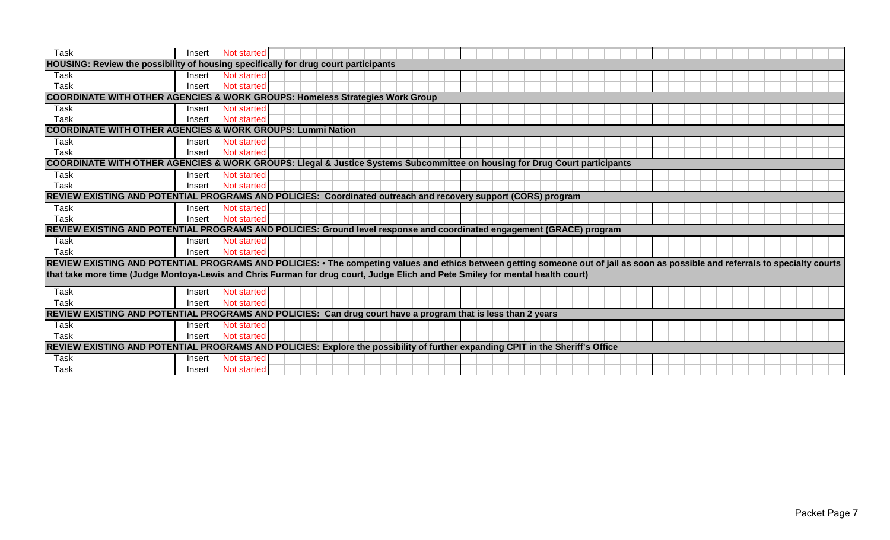| | | |
|---|---|---|
| Task | Insert | Not started |
| **HOUSING: Review the possibility of housing specifically for drug court participants** | | |
| Task | Insert | Not started |
| Task | Insert | Not started |
| **COORDINATE WITH OTHER AGENCIES & WORK GROUPS: Homeless Strategies Work Group** | | |
| Task | Insert | Not started |
| Task | Insert | Not started |
| **COORDINATE WITH OTHER AGENCIES & WORK GROUPS: Lummi Nation** | | |
| Task | Insert | Not started |
| Task | Insert | Not started |
| **COORDINATE WITH OTHER AGENCIES & WORK GROUPS: Llegal & Justice Systems Subcommittee on housing for Drug Court participants** | | |
| Task | Insert | Not started |
| Task | Insert | Not started |
| **REVIEW EXISTING AND POTENTIAL PROGRAMS AND POLICIES: Coordinated outreach and recovery support (CORS) program** | | |
| Task | Insert | Not started |
| Task | Insert | Not started |
| **REVIEW EXISTING AND POTENTIAL PROGRAMS AND POLICIES: Ground level response and coordinated engagement (GRACE) program** | | |
| Task | Insert | Not started |
| Task | Insert | Not started |
| **REVIEW EXISTING AND POTENTIAL PROGRAMS AND POLICIES: • The competing values and ethics between getting someone out of jail as soon as possible and referrals to specialty courts that take more time (Judge Montoya-Lewis and Chris Furman for drug court, Judge Elich and Pete Smiley for mental health court)** | | |
| Task | Insert | Not started |
| Task | Insert | Not started |
| **REVIEW EXISTING AND POTENTIAL PROGRAMS AND POLICIES: Can drug court have a program that is less than 2 years** | | |
| Task | Insert | Not started |
| Task | Insert | Not started |
| **REVIEW EXISTING AND POTENTIAL PROGRAMS AND POLICIES: Explore the possibility of further expanding CPIT in the Sheriff's Office** | | |
| Task | Insert | Not started |
| Task | Insert | Not started |